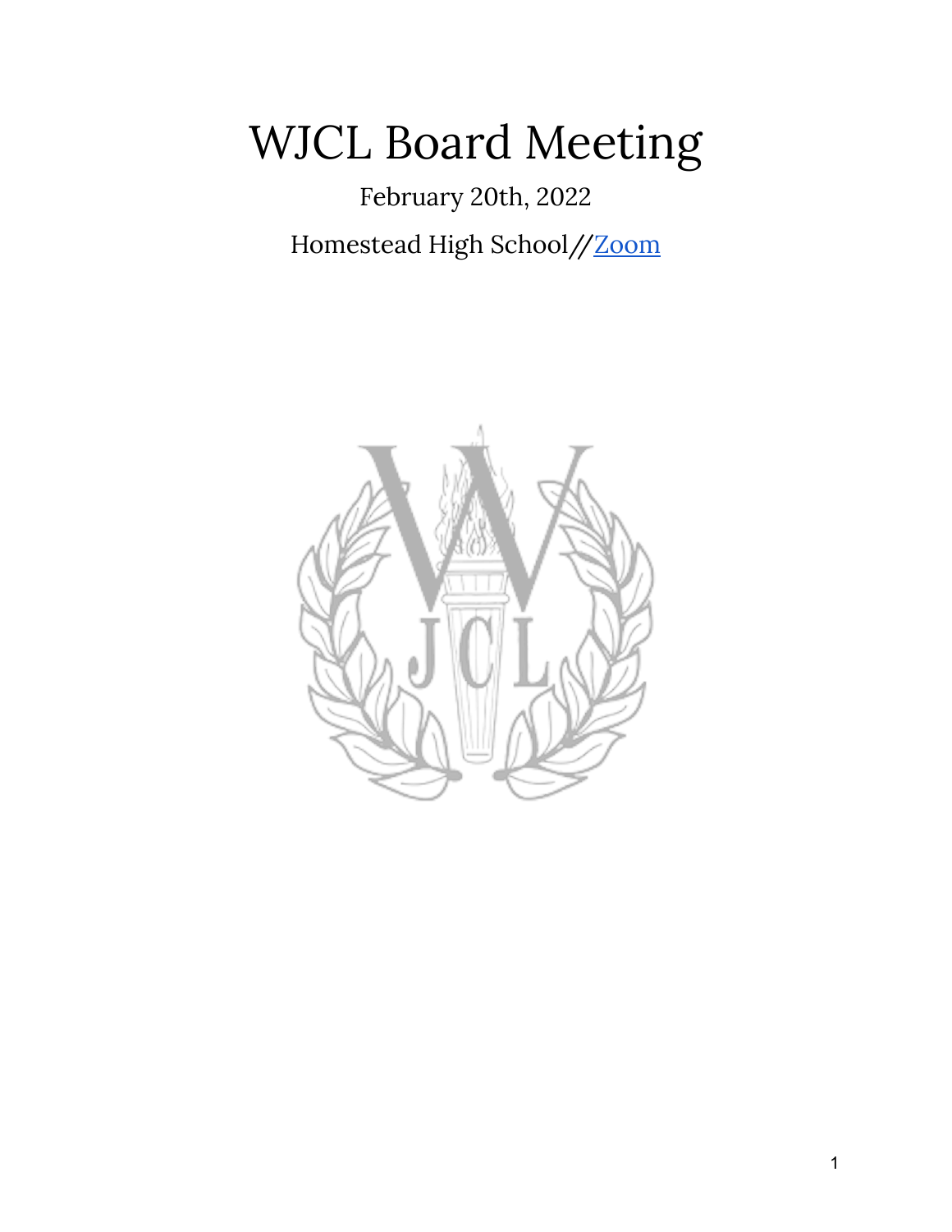# WJCL Board Meeting

February 20th, 2022

Homestead High School//Zoom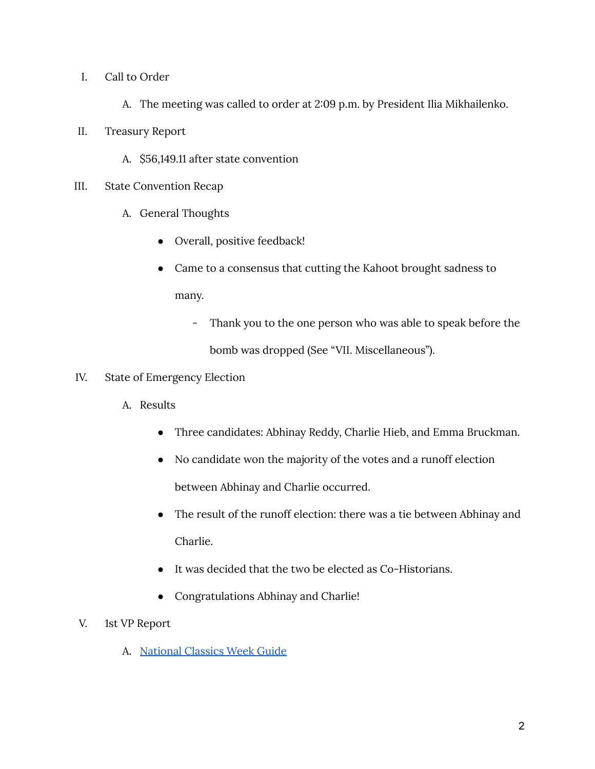I. Call to Order

   A. The meeting was called to order at 2:09 p.m. by President Ilia Mikhailenko.

II. Treasury Report

   A. $56,149.11 after state convention

III. State Convention Recap

   A. General Thoughts

      - Overall, positive feedback!
      - Came to a consensus that cutting the Kahoot brought sadness to many.
         - Thank you to the one person who was able to speak before the bomb was dropped (See "VII. Miscellaneous").

IV. State of Emergency Election

   A. Results

      - Three candidates: Abhinay Reddy, Charlie Hieb, and Emma Bruckman.
      - No candidate won the majority of the votes and a runoff election between Abhinay and Charlie occurred.
      - The result of the runoff election: there was a tie between Abhinay and Charlie.
      - It was decided that the two be elected as Co-Historians.
      - Congratulations Abhinay and Charlie!

V. 1st VP Report

   A. National Classics Week Guide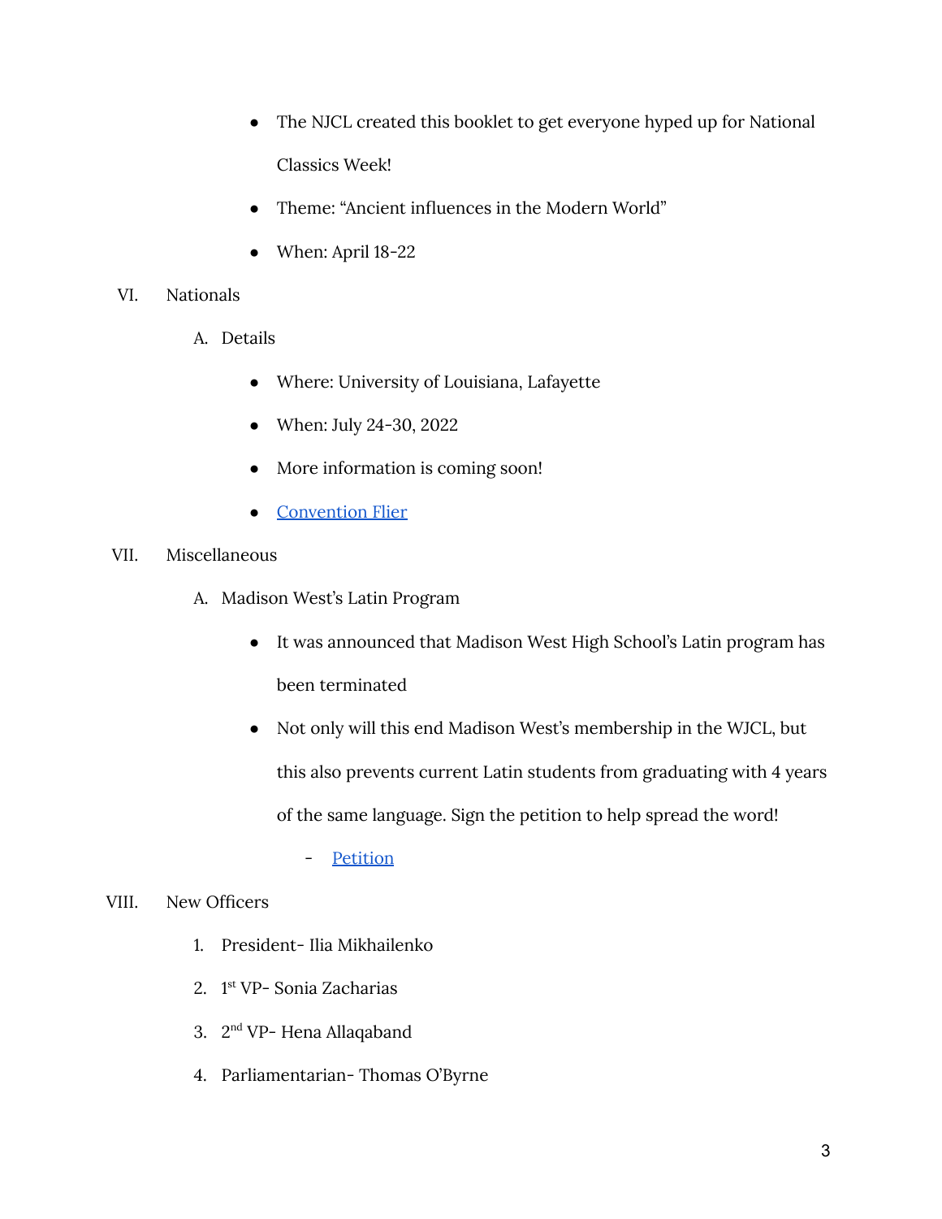- The NJCL created this booklet to get everyone hyped up for National Classics Week!
- Theme: "Ancient influences in the Modern World"
- When: April 18-22

VI. Nationals

A. Details

- Where: University of Louisiana, Lafayette
- When: July 24-30, 2022
- More information is coming soon!
- Convention Flier

VII. Miscellaneous

A. Madison West's Latin Program

- It was announced that Madison West High School's Latin program has been terminated
- Not only will this end Madison West's membership in the WJCL, but this also prevents current Latin students from graduating with 4 years of the same language. Sign the petition to help spread the word!
    - Petition

VIII. New Officers

1. President- Ilia Mikhailenko
2. 1st VP- Sonia Zacharias
3. 2nd VP- Hena Allaqaband
4. Parliamentarian- Thomas O'Byrne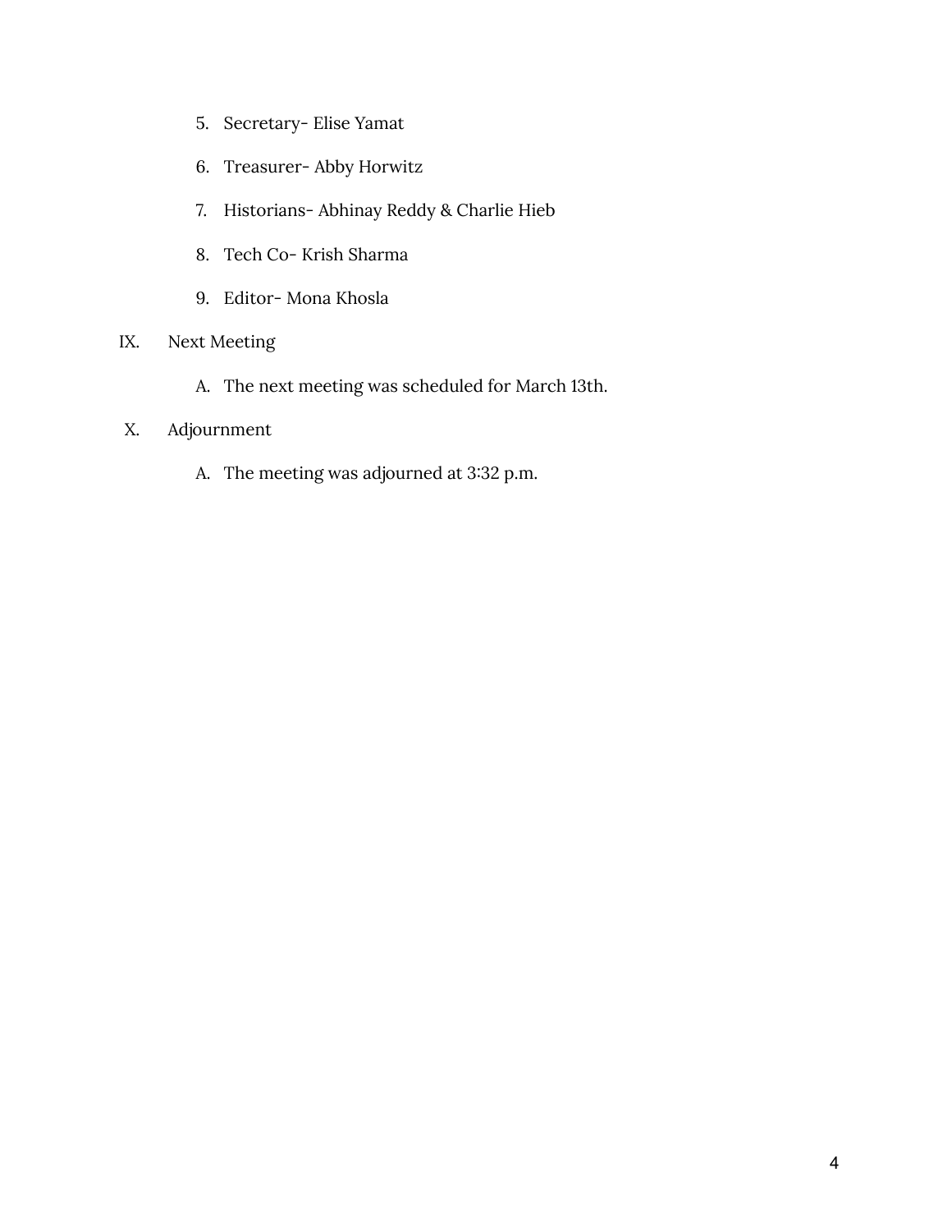5. Secretary- Elise Yamat
6. Treasurer- Abby Horwitz
7. Historians- Abhinay Reddy & Charlie Hieb
8. Tech Co- Krish Sharma
9. Editor- Mona Khosla

IX. Next Meeting

   A. The next meeting was scheduled for March 13th.

X. Adjournment

   A. The meeting was adjourned at 3:32 p.m.